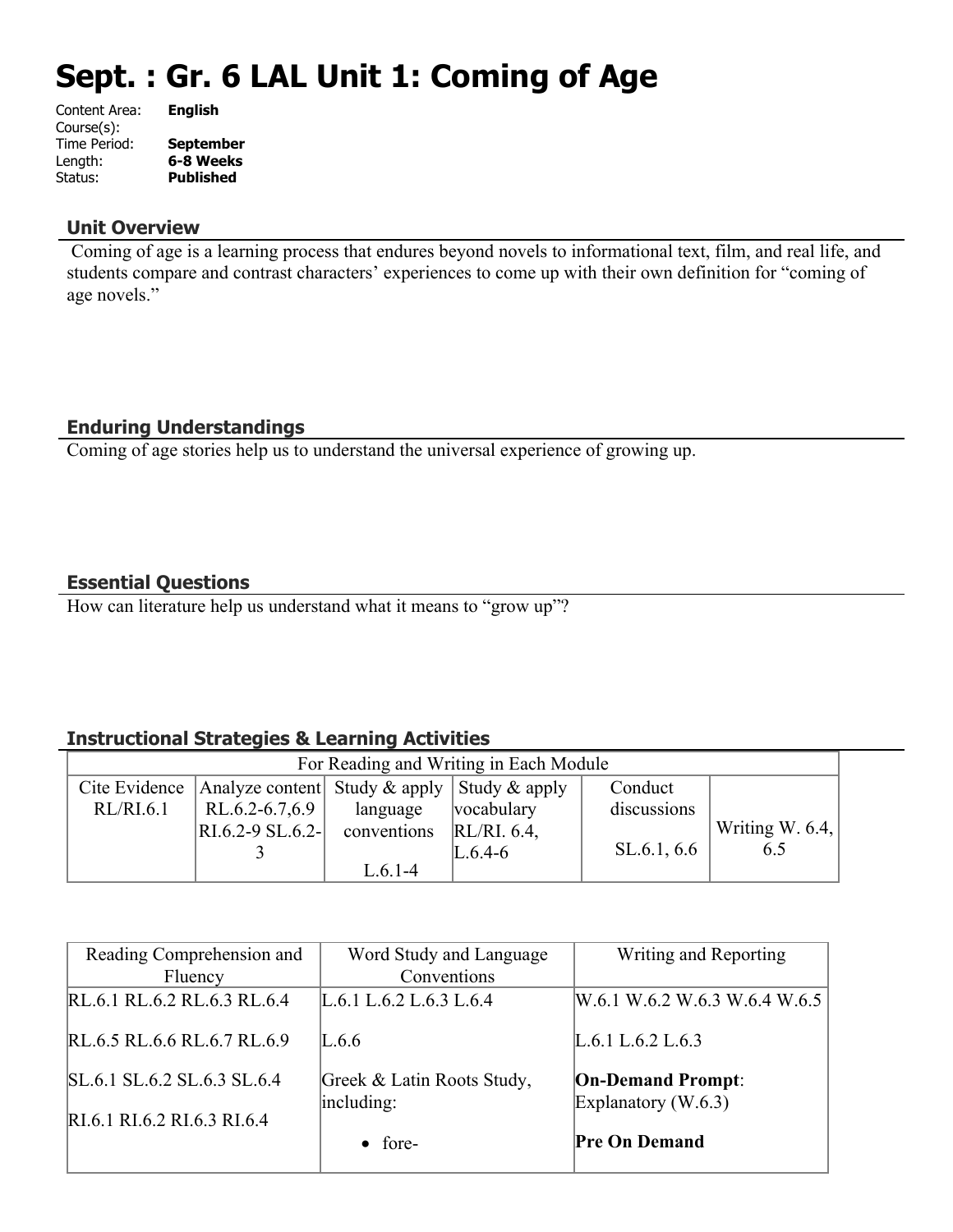# Sept. : Gr. 6 LAL Unit 1: Coming of Age

Content Area: **English**
Course(s):
Time Period: **September**
Length: **6-8 Weeks**
Status: **Published**

## Unit Overview

Coming of age is a learning process that endures beyond novels to informational text, film, and real life, and students compare and contrast characters' experiences to come up with their own definition for "coming of age novels."

## Enduring Understandings

Coming of age stories help us to understand the universal experience of growing up.

## Essential Questions

How can literature help us understand what it means to "grow up"?

## Instructional Strategies & Learning Activities

| For Reading and Writing in Each Module | | | | | |
|---|---|---|---|---|---|
| Cite Evidence RL/RI.6.1 | Analyze content RL.6.2-6.7,6.9 RI.6.2-9 SL.6.2-3 | Study & apply language conventions L.6.1-4 | Study & apply vocabulary RL/RI. 6.4, L.6.4-6 | Conduct discussions SL.6.1, 6.6 | Writing W. 6.4, 6.5 |

| Reading Comprehension and Fluency | Word Study and Language Conventions | Writing and Reporting |
|---|---|---|
| RL.6.1 RL.6.2 RL.6.3 RL.6.4<br><br>RL.6.5 RL.6.6 RL.6.7 RL.6.9<br><br>SL.6.1 SL.6.2 SL.6.3 SL.6.4<br><br>RI.6.1 RI.6.2 RI.6.3 RI.6.4 | L.6.1 L.6.2 L.6.3 L.6.4<br><br>L.6.6<br><br>Greek & Latin Roots Study, including:<br><br>• fore- | W.6.1 W.6.2 W.6.3 W.6.4 W.6.5<br><br>L.6.1 L.6.2 L.6.3<br><br>**On-Demand Prompt**: Explanatory (W.6.3)<br><br>**Pre On Demand** |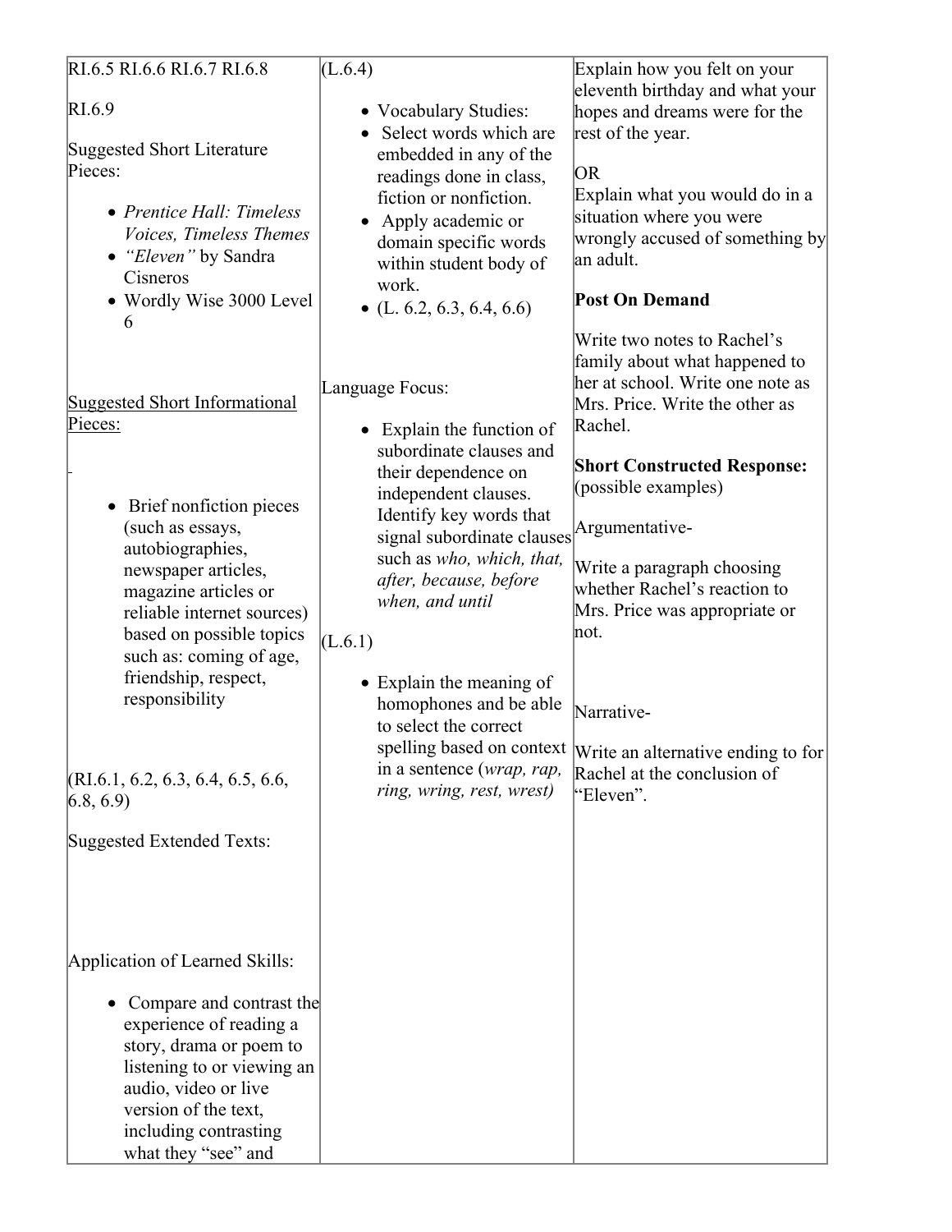| | | |
|---|---|---|
| RI.6.5 RI.6.6 RI.6.7 RI.6.8<br><br>RI.6.9<br><br>Suggested Short Literature Pieces:<br><br>• *Prentice Hall: Timeless Voices, Timeless Themes*<br>• *"Eleven"* by Sandra Cisneros<br>• Wordly Wise 3000 Level 6<br><br>Suggested Short Informational Pieces:<br><br>• Brief nonfiction pieces (such as essays, autobiographies, newspaper articles, magazine articles or reliable internet sources) based on possible topics such as: coming of age, friendship, respect, responsibility<br><br>(RI.6.1, 6.2, 6.3, 6.4, 6.5, 6.6, 6.8, 6.9)<br><br>Suggested Extended Texts:<br><br>Application of Learned Skills:<br><br>• Compare and contrast the experience of reading a story, drama or poem to listening to or viewing an audio, video or live version of the text, including contrasting what they "see" and | (L.6.4)<br><br>• Vocabulary Studies:<br>• Select words which are embedded in any of the readings done in class, fiction or nonfiction.<br>• Apply academic or domain specific words within student body of work.<br>• (L. 6.2, 6.3, 6.4, 6.6)<br><br>Language Focus:<br><br>• Explain the function of subordinate clauses and their dependence on independent clauses. Identify key words that signal subordinate clauses such as *who, which, that, after, because, before when, and until*<br><br>(L.6.1)<br><br>• Explain the meaning of homophones and be able to select the correct spelling based on context in a sentence (*wrap, rap, ring, wring, rest, wrest)* | Explain how you felt on your eleventh birthday and what your hopes and dreams were for the rest of the year.<br><br>OR<br>Explain what you would do in a situation where you were wrongly accused of something by an adult.<br><br>**Post On Demand**<br><br>Write two notes to Rachel's family about what happened to her at school. Write one note as Mrs. Price. Write the other as Rachel.<br><br>**Short Constructed Response:** (possible examples)<br><br>Argumentative-<br><br>Write a paragraph choosing whether Rachel's reaction to Mrs. Price was appropriate or not.<br><br>Narrative-<br><br>Write an alternative ending to for Rachel at the conclusion of "Eleven". |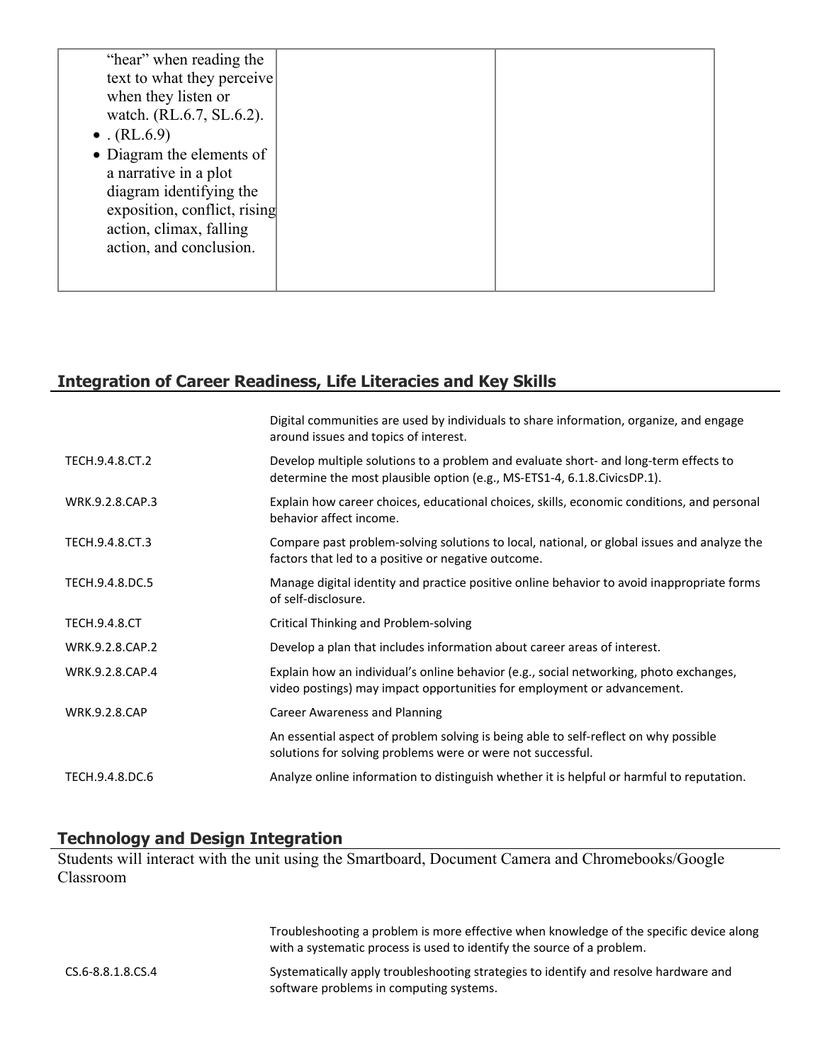| | | |
|---|---|---|
| "hear" when reading the text to what they perceive when they listen or watch. (RL.6.7, SL.6.2).<br>• . (RL.6.9)<br>• Diagram the elements of a narrative in a plot diagram identifying the exposition, conflict, rising action, climax, falling action, and conclusion. | | |

## Integration of Career Readiness, Life Literacies and Key Skills

| | |
|---|---|
| | Digital communities are used by individuals to share information, organize, and engage around issues and topics of interest. |
| TECH.9.4.8.CT.2 | Develop multiple solutions to a problem and evaluate short- and long-term effects to determine the most plausible option (e.g., MS-ETS1-4, 6.1.8.CivicsDP.1). |
| WRK.9.2.8.CAP.3 | Explain how career choices, educational choices, skills, economic conditions, and personal behavior affect income. |
| TECH.9.4.8.CT.3 | Compare past problem-solving solutions to local, national, or global issues and analyze the factors that led to a positive or negative outcome. |
| TECH.9.4.8.DC.5 | Manage digital identity and practice positive online behavior to avoid inappropriate forms of self-disclosure. |
| TECH.9.4.8.CT | Critical Thinking and Problem-solving |
| WRK.9.2.8.CAP.2 | Develop a plan that includes information about career areas of interest. |
| WRK.9.2.8.CAP.4 | Explain how an individual's online behavior (e.g., social networking, photo exchanges, video postings) may impact opportunities for employment or advancement. |
| WRK.9.2.8.CAP | Career Awareness and Planning |
| | An essential aspect of problem solving is being able to self-reflect on why possible solutions for solving problems were or were not successful. |
| TECH.9.4.8.DC.6 | Analyze online information to distinguish whether it is helpful or harmful to reputation. |

## Technology and Design Integration

Students will interact with the unit using the Smartboard, Document Camera and Chromebooks/Google Classroom

| | |
|---|---|
| | Troubleshooting a problem is more effective when knowledge of the specific device along with a systematic process is used to identify the source of a problem. |
| CS.6-8.8.1.8.CS.4 | Systematically apply troubleshooting strategies to identify and resolve hardware and software problems in computing systems. |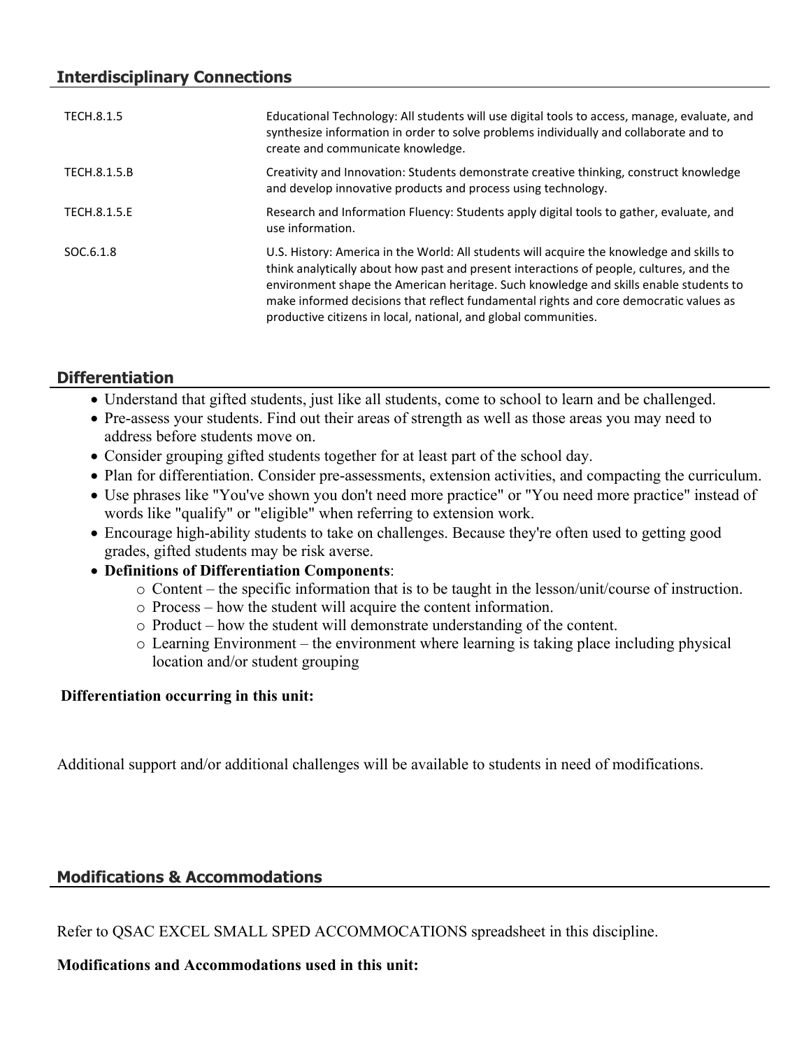## Interdisciplinary Connections

| | |
|---|---|
| TECH.8.1.5 | Educational Technology: All students will use digital tools to access, manage, evaluate, and synthesize information in order to solve problems individually and collaborate and to create and communicate knowledge. |
| TECH.8.1.5.B | Creativity and Innovation: Students demonstrate creative thinking, construct knowledge and develop innovative products and process using technology. |
| TECH.8.1.5.E | Research and Information Fluency: Students apply digital tools to gather, evaluate, and use information. |
| SOC.6.1.8 | U.S. History: America in the World: All students will acquire the knowledge and skills to think analytically about how past and present interactions of people, cultures, and the environment shape the American heritage. Such knowledge and skills enable students to make informed decisions that reflect fundamental rights and core democratic values as productive citizens in local, national, and global communities. |

## Differentiation

- Understand that gifted students, just like all students, come to school to learn and be challenged.
- Pre-assess your students. Find out their areas of strength as well as those areas you may need to address before students move on.
- Consider grouping gifted students together for at least part of the school day.
- Plan for differentiation. Consider pre-assessments, extension activities, and compacting the curriculum.
- Use phrases like "You've shown you don't need more practice" or "You need more practice" instead of words like "qualify" or "eligible" when referring to extension work.
- Encourage high-ability students to take on challenges. Because they're often used to getting good grades, gifted students may be risk averse.
- **Definitions of Differentiation Components**:
  - Content – the specific information that is to be taught in the lesson/unit/course of instruction.
  - Process – how the student will acquire the content information.
  - Product – how the student will demonstrate understanding of the content.
  - Learning Environment – the environment where learning is taking place including physical location and/or student grouping

**Differentiation occurring in this unit:**

Additional support and/or additional challenges will be available to students in need of modifications.

## Modifications & Accommodations

Refer to QSAC EXCEL SMALL SPED ACCOMMOCATIONS spreadsheet in this discipline.

**Modifications and Accommodations used in this unit:**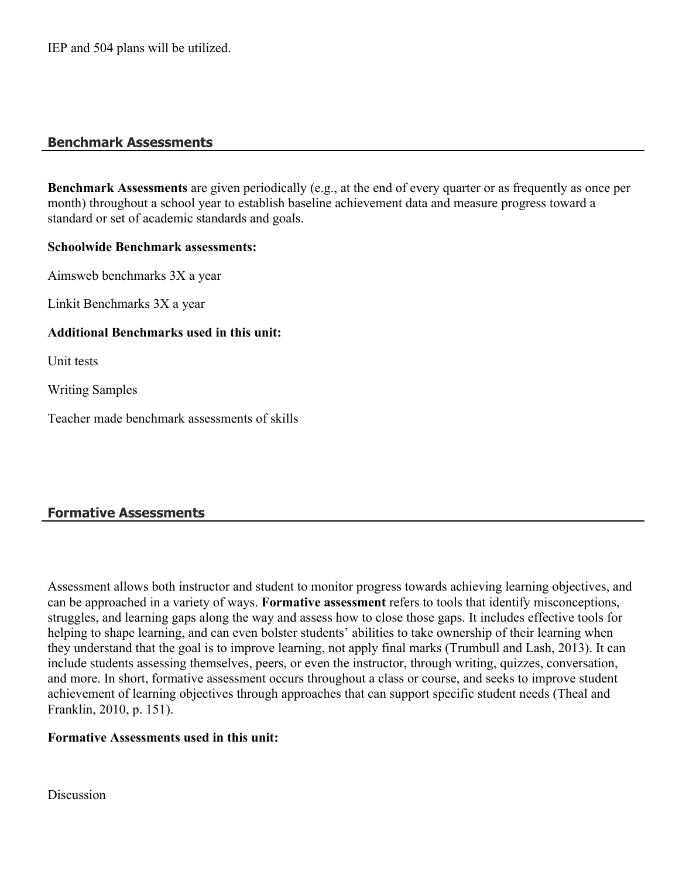IEP and 504 plans will be utilized.

## Benchmark Assessments

**Benchmark Assessments** are given periodically (e.g., at the end of every quarter or as frequently as once per month) throughout a school year to establish baseline achievement data and measure progress toward a standard or set of academic standards and goals.

**Schoolwide Benchmark assessments:**

Aimsweb benchmarks 3X a year

Linkit Benchmarks 3X a year

**Additional Benchmarks used in this unit:**

Unit tests

Writing Samples

Teacher made benchmark assessments of skills

## Formative Assessments

Assessment allows both instructor and student to monitor progress towards achieving learning objectives, and can be approached in a variety of ways. **Formative assessment** refers to tools that identify misconceptions, struggles, and learning gaps along the way and assess how to close those gaps. It includes effective tools for helping to shape learning, and can even bolster students' abilities to take ownership of their learning when they understand that the goal is to improve learning, not apply final marks (Trumbull and Lash, 2013). It can include students assessing themselves, peers, or even the instructor, through writing, quizzes, conversation, and more. In short, formative assessment occurs throughout a class or course, and seeks to improve student achievement of learning objectives through approaches that can support specific student needs (Theal and Franklin, 2010, p. 151).

**Formative Assessments used in this unit:**

Discussion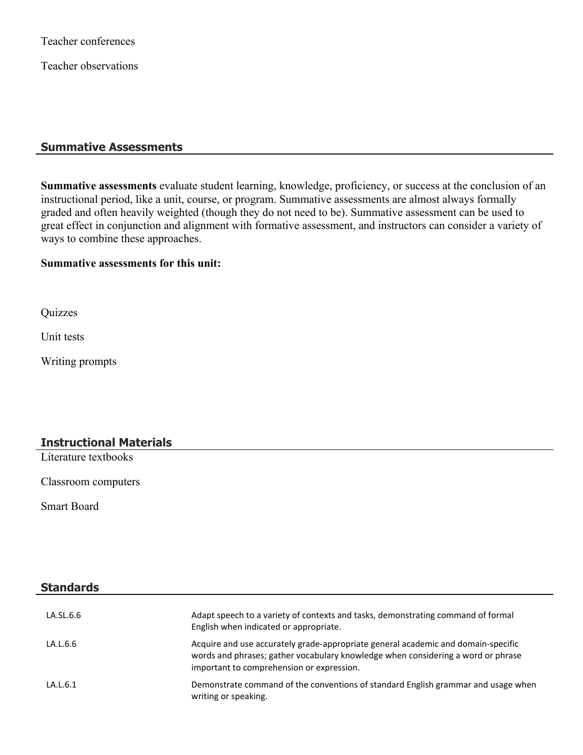Teacher conferences

Teacher observations

## Summative Assessments

**Summative assessments** evaluate student learning, knowledge, proficiency, or success at the conclusion of an instructional period, like a unit, course, or program. Summative assessments are almost always formally graded and often heavily weighted (though they do not need to be). Summative assessment can be used to great effect in conjunction and alignment with formative assessment, and instructors can consider a variety of ways to combine these approaches.

**Summative assessments for this unit:**

Quizzes

Unit tests

Writing prompts

## Instructional Materials

Literature textbooks

Classroom computers

Smart Board

## Standards

| | |
|---|---|
| LA.SL.6.6 | Adapt speech to a variety of contexts and tasks, demonstrating command of formal English when indicated or appropriate. |
| LA.L.6.6 | Acquire and use accurately grade-appropriate general academic and domain-specific words and phrases; gather vocabulary knowledge when considering a word or phrase important to comprehension or expression. |
| LA.L.6.1 | Demonstrate command of the conventions of standard English grammar and usage when writing or speaking. |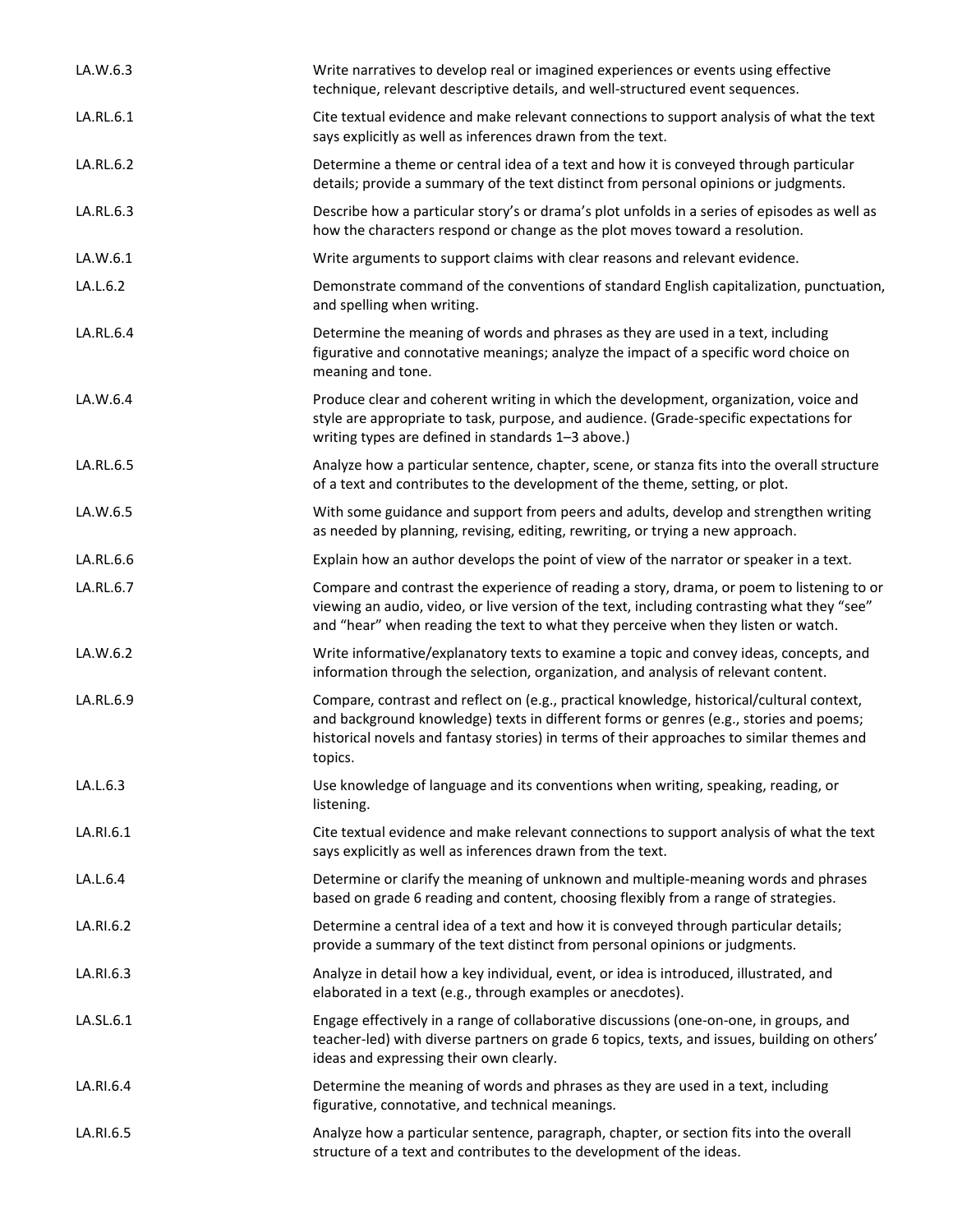| | |
|---|---|
| LA.W.6.3 | Write narratives to develop real or imagined experiences or events using effective technique, relevant descriptive details, and well-structured event sequences. |
| LA.RL.6.1 | Cite textual evidence and make relevant connections to support analysis of what the text says explicitly as well as inferences drawn from the text. |
| LA.RL.6.2 | Determine a theme or central idea of a text and how it is conveyed through particular details; provide a summary of the text distinct from personal opinions or judgments. |
| LA.RL.6.3 | Describe how a particular story's or drama's plot unfolds in a series of episodes as well as how the characters respond or change as the plot moves toward a resolution. |
| LA.W.6.1 | Write arguments to support claims with clear reasons and relevant evidence. |
| LA.L.6.2 | Demonstrate command of the conventions of standard English capitalization, punctuation, and spelling when writing. |
| LA.RL.6.4 | Determine the meaning of words and phrases as they are used in a text, including figurative and connotative meanings; analyze the impact of a specific word choice on meaning and tone. |
| LA.W.6.4 | Produce clear and coherent writing in which the development, organization, voice and style are appropriate to task, purpose, and audience. (Grade-specific expectations for writing types are defined in standards 1–3 above.) |
| LA.RL.6.5 | Analyze how a particular sentence, chapter, scene, or stanza fits into the overall structure of a text and contributes to the development of the theme, setting, or plot. |
| LA.W.6.5 | With some guidance and support from peers and adults, develop and strengthen writing as needed by planning, revising, editing, rewriting, or trying a new approach. |
| LA.RL.6.6 | Explain how an author develops the point of view of the narrator or speaker in a text. |
| LA.RL.6.7 | Compare and contrast the experience of reading a story, drama, or poem to listening to or viewing an audio, video, or live version of the text, including contrasting what they "see" and "hear" when reading the text to what they perceive when they listen or watch. |
| LA.W.6.2 | Write informative/explanatory texts to examine a topic and convey ideas, concepts, and information through the selection, organization, and analysis of relevant content. |
| LA.RL.6.9 | Compare, contrast and reflect on (e.g., practical knowledge, historical/cultural context, and background knowledge) texts in different forms or genres (e.g., stories and poems; historical novels and fantasy stories) in terms of their approaches to similar themes and topics. |
| LA.L.6.3 | Use knowledge of language and its conventions when writing, speaking, reading, or listening. |
| LA.RI.6.1 | Cite textual evidence and make relevant connections to support analysis of what the text says explicitly as well as inferences drawn from the text. |
| LA.L.6.4 | Determine or clarify the meaning of unknown and multiple-meaning words and phrases based on grade 6 reading and content, choosing flexibly from a range of strategies. |
| LA.RI.6.2 | Determine a central idea of a text and how it is conveyed through particular details; provide a summary of the text distinct from personal opinions or judgments. |
| LA.RI.6.3 | Analyze in detail how a key individual, event, or idea is introduced, illustrated, and elaborated in a text (e.g., through examples or anecdotes). |
| LA.SL.6.1 | Engage effectively in a range of collaborative discussions (one-on-one, in groups, and teacher-led) with diverse partners on grade 6 topics, texts, and issues, building on others' ideas and expressing their own clearly. |
| LA.RI.6.4 | Determine the meaning of words and phrases as they are used in a text, including figurative, connotative, and technical meanings. |
| LA.RI.6.5 | Analyze how a particular sentence, paragraph, chapter, or section fits into the overall structure of a text and contributes to the development of the ideas. |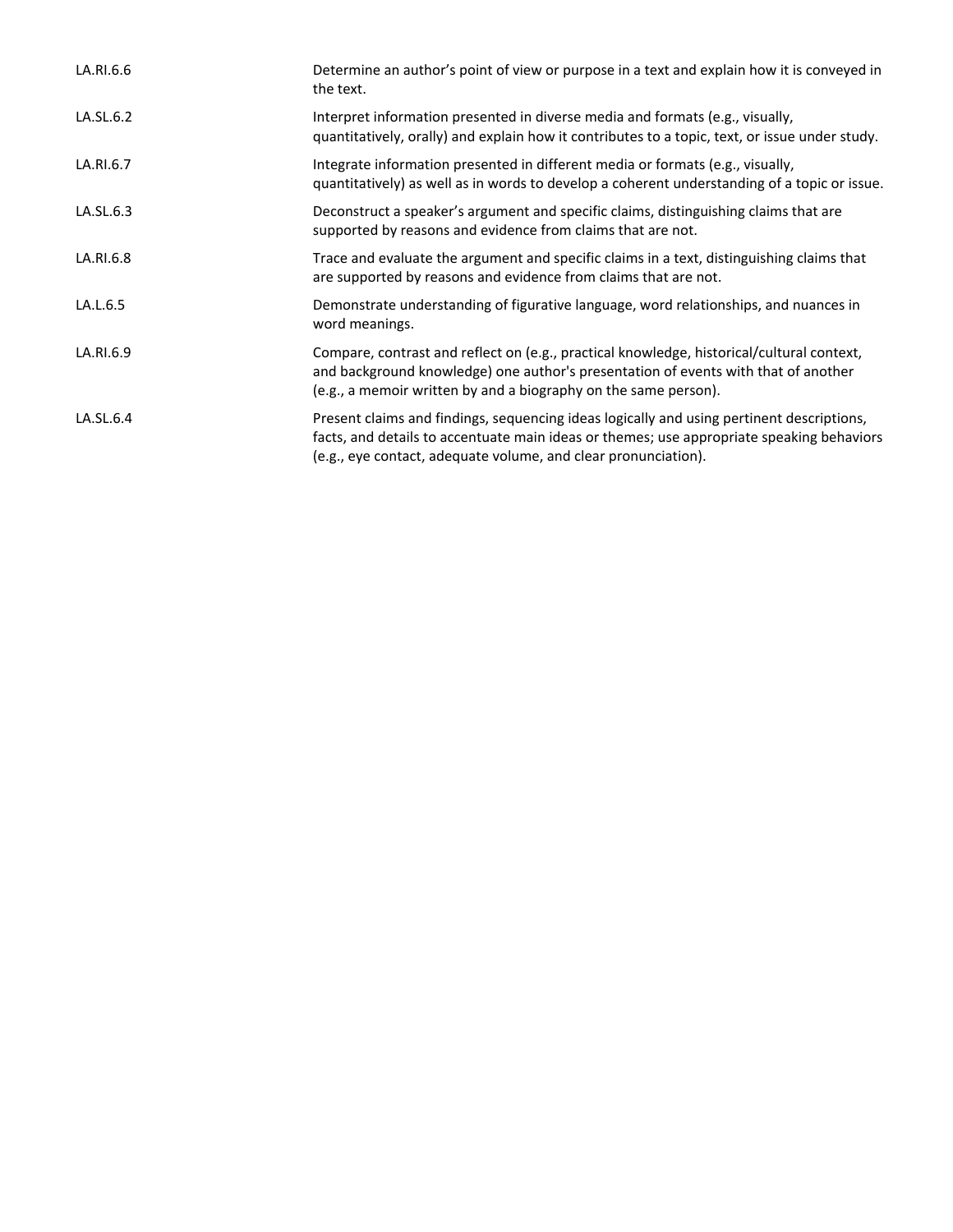| | |
|---|---|
| LA.RI.6.6 | Determine an author's point of view or purpose in a text and explain how it is conveyed in the text. |
| LA.SL.6.2 | Interpret information presented in diverse media and formats (e.g., visually, quantitatively, orally) and explain how it contributes to a topic, text, or issue under study. |
| LA.RI.6.7 | Integrate information presented in different media or formats (e.g., visually, quantitatively) as well as in words to develop a coherent understanding of a topic or issue. |
| LA.SL.6.3 | Deconstruct a speaker's argument and specific claims, distinguishing claims that are supported by reasons and evidence from claims that are not. |
| LA.RI.6.8 | Trace and evaluate the argument and specific claims in a text, distinguishing claims that are supported by reasons and evidence from claims that are not. |
| LA.L.6.5 | Demonstrate understanding of figurative language, word relationships, and nuances in word meanings. |
| LA.RI.6.9 | Compare, contrast and reflect on (e.g., practical knowledge, historical/cultural context, and background knowledge) one author's presentation of events with that of another (e.g., a memoir written by and a biography on the same person). |
| LA.SL.6.4 | Present claims and findings, sequencing ideas logically and using pertinent descriptions, facts, and details to accentuate main ideas or themes; use appropriate speaking behaviors (e.g., eye contact, adequate volume, and clear pronunciation). |